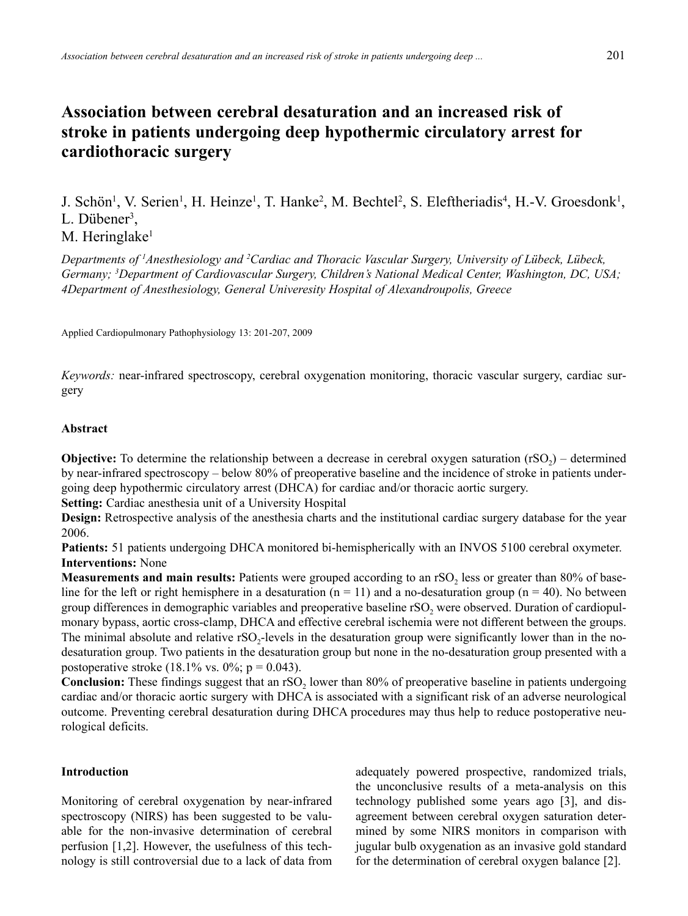# Association between cerebral desaturation and an increased risk of stroke in patients undergoing deep hypothermic circulatory arrest for cardiothoracic surgery

J. Schön[1], V. Serien[1], H. Heinze[1], T. Hanke[2], M. Bechtel[2], S. Eleftheriadis[4], H.-V. Groesdonk[1], L. Dübener[3], M. Heringlake[1]

*Departments of [1]Anesthesiology and [2]Cardiac and Thoracic Vascular Surgery, University of Lübeck, Lübeck, Germany; [3]Department of Cardiovascular Surgery, Children's National Medical Center, Washington, DC, USA; 4Department of Anesthesiology, General Univeresity Hospital of Alexandroupolis, Greece*

Applied Cardiopulmonary Pathophysiology 13: 201-207, 2009

*Keywords:* near-infrared spectroscopy, cerebral oxygenation monitoring, thoracic vascular surgery, cardiac surgery

## Abstract

**Objective:** To determine the relationship between a decrease in cerebral oxygen saturation ($rSO_2$) – determined by near-infrared spectroscopy – below 80% of preoperative baseline and the incidence of stroke in patients undergoing deep hypothermic circulatory arrest (DHCA) for cardiac and/or thoracic aortic surgery.

**Setting:** Cardiac anesthesia unit of a University Hospital

**Design:** Retrospective analysis of the anesthesia charts and the institutional cardiac surgery database for the year 2006.

**Patients:** 51 patients undergoing DHCA monitored bi-hemispherically with an INVOS 5100 cerebral oxymeter.

**Interventions:** None

**Measurements and main results:** Patients were grouped according to an $rSO_2$ less or greater than 80% of baseline for the left or right hemisphere in a desaturation (n = 11) and a no-desaturation group (n = 40). No between group differences in demographic variables and preoperative baseline $rSO_2$ were observed. Duration of cardiopulmonary bypass, aortic cross-clamp, DHCA and effective cerebral ischemia were not different between the groups. The minimal absolute and relative $rSO_2$-levels in the desaturation group were significantly lower than in the no-desaturation group. Two patients in the desaturation group but none in the no-desaturation group presented with a postoperative stroke (18.1% vs. 0%; p = 0.043).

**Conclusion:** These findings suggest that an $rSO_2$ lower than 80% of preoperative baseline in patients undergoing cardiac and/or thoracic aortic surgery with DHCA is associated with a significant risk of an adverse neurological outcome. Preventing cerebral desaturation during DHCA procedures may thus help to reduce postoperative neurological deficits.

## Introduction

Monitoring of cerebral oxygenation by near-infrared spectroscopy (NIRS) has been suggested to be valuable for the non-invasive determination of cerebral perfusion [1,2]. However, the usefulness of this technology is still controversial due to a lack of data from adequately powered prospective, randomized trials, the unconclusive results of a meta-analysis on this technology published some years ago [3], and disagreement between cerebral oxygen saturation determined by some NIRS monitors in comparison with jugular bulb oxygenation as an invasive gold standard for the determination of cerebral oxygen balance [2].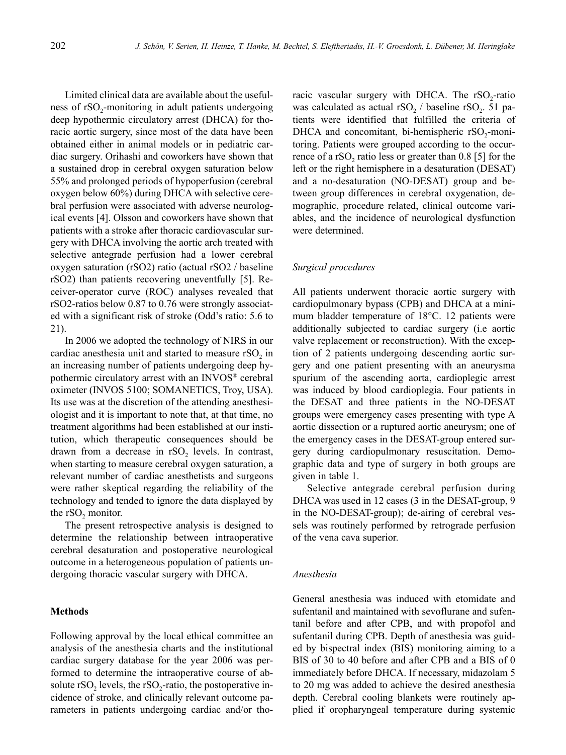Limited clinical data are available about the usefulness of $rSO_2$-monitoring in adult patients undergoing deep hypothermic circulatory arrest (DHCA) for thoracic aortic surgery, since most of the data have been obtained either in animal models or in pediatric cardiac surgery. Orihashi and coworkers have shown that a sustained drop in cerebral oxygen saturation below 55% and prolonged periods of hypoperfusion (cerebral oxygen below 60%) during DHCA with selective cerebral perfusion were associated with adverse neurological events [4]. Olsson and coworkers have shown that patients with a stroke after thoracic cardiovascular surgery with DHCA involving the aortic arch treated with selective antegrade perfusion had a lower cerebral oxygen saturation (rSO2) ratio (actual rSO2 / baseline rSO2) than patients recovering uneventfully [5]. Receiver-operator curve (ROC) analyses revealed that rSO2-ratios below 0.87 to 0.76 were strongly associated with a significant risk of stroke (Odd's ratio: 5.6 to 21).

In 2006 we adopted the technology of NIRS in our cardiac anesthesia unit and started to measure $rSO_2$ in an increasing number of patients undergoing deep hypothermic circulatory arrest with an INVOS® cerebral oximeter (INVOS 5100; SOMANETICS, Troy, USA). Its use was at the discretion of the attending anesthesiologist and it is important to note that, at that time, no treatment algorithms had been established at our institution, which therapeutic consequences should be drawn from a decrease in $rSO_2$ levels. In contrast, when starting to measure cerebral oxygen saturation, a relevant number of cardiac anesthetists and surgeons were rather skeptical regarding the reliability of the technology and tended to ignore the data displayed by the $rSO_2$ monitor.

The present retrospective analysis is designed to determine the relationship between intraoperative cerebral desaturation and postoperative neurological outcome in a heterogeneous population of patients undergoing thoracic vascular surgery with DHCA.

## Methods

Following approval by the local ethical committee an analysis of the anesthesia charts and the institutional cardiac surgery database for the year 2006 was performed to determine the intraoperative course of absolute $rSO_2$ levels, the $rSO_2$-ratio, the postoperative incidence of stroke, and clinically relevant outcome parameters in patients undergoing cardiac and/or thoracic vascular surgery with DHCA. The $rSO_2$-ratio was calculated as actual $rSO_2$ / baseline $rSO_2$. 51 patients were identified that fulfilled the criteria of DHCA and concomitant, bi-hemispheric $rSO_2$-monitoring. Patients were grouped according to the occurrence of a $rSO_2$ ratio less or greater than 0.8 [5] for the left or the right hemisphere in a desaturation (DESAT) and a no-desaturation (NO-DESAT) group and between group differences in cerebral oxygenation, demographic, procedure related, clinical outcome variables, and the incidence of neurological dysfunction were determined.

### *Surgical procedures*

All patients underwent thoracic aortic surgery with cardiopulmonary bypass (CPB) and DHCA at a minimum bladder temperature of 18°C. 12 patients were additionally subjected to cardiac surgery (i.e aortic valve replacement or reconstruction). With the exception of 2 patients undergoing descending aortic surgery and one patient presenting with an aneurysma spurium of the ascending aorta, cardioplegic arrest was induced by blood cardioplegia. Four patients in the DESAT and three patients in the NO-DESAT groups were emergency cases presenting with type A aortic dissection or a ruptured aortic aneurysm; one of the emergency cases in the DESAT-group entered surgery during cardiopulmonary resuscitation. Demographic data and type of surgery in both groups are given in table 1.

Selective antegrade cerebral perfusion during DHCA was used in 12 cases (3 in the DESAT-group, 9 in the NO-DESAT-group); de-airing of cerebral vessels was routinely performed by retrograde perfusion of the vena cava superior.

### *Anesthesia*

General anesthesia was induced with etomidate and sufentanil and maintained with sevoflurane and sufentanil before and after CPB, and with propofol and sufentanil during CPB. Depth of anesthesia was guided by bispectral index (BIS) monitoring aiming to a BIS of 30 to 40 before and after CPB and a BIS of 0 immediately before DHCA. If necessary, midazolam 5 to 20 mg was added to achieve the desired anesthesia depth. Cerebral cooling blankets were routinely applied if oropharyngeal temperature during systemic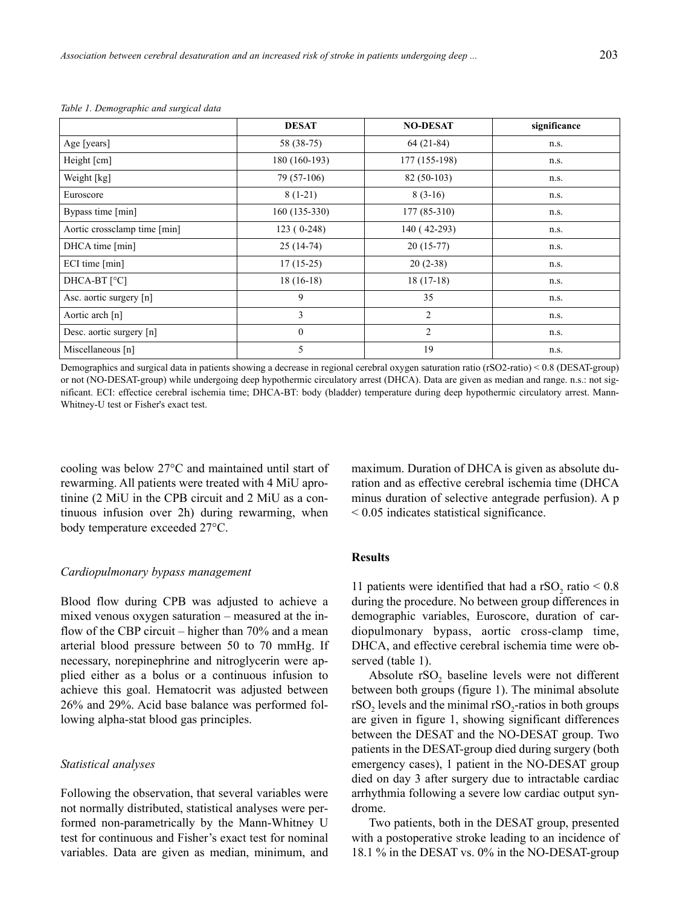*Table 1. Demographic and surgical data*

| | DESAT | NO-DESAT | significance |
|---|---|---|---|
| Age [years] | 58 (38-75) | 64 (21-84) | n.s. |
| Height [cm] | 180 (160-193) | 177 (155-198) | n.s. |
| Weight [kg] | 79 (57-106) | 82 (50-103) | n.s. |
| Euroscore | 8 (1-21) | 8 (3-16) | n.s. |
| Bypass time [min] | 160 (135-330) | 177 (85-310) | n.s. |
| Aortic crossclamp time [min] | 123 ( 0-248) | 140 ( 42-293) | n.s. |
| DHCA time [min] | 25 (14-74) | 20 (15-77) | n.s. |
| ECI time [min] | 17 (15-25) | 20 (2-38) | n.s. |
| DHCA-BT [°C] | 18 (16-18) | 18 (17-18) | n.s. |
| Asc. aortic surgery [n] | 9 | 35 | n.s. |
| Aortic arch [n] | 3 | 2 | n.s. |
| Desc. aortic surgery [n] | 0 | 2 | n.s. |
| Miscellaneous [n] | 5 | 19 | n.s. |

Demographics and surgical data in patients showing a decrease in regional cerebral oxygen saturation ratio (rSO2-ratio) < 0.8 (DESAT-group) or not (NO-DESAT-group) while undergoing deep hypothermic circulatory arrest (DHCA). Data are given as median and range. n.s.: not significant. ECI: effectice cerebral ischemia time; DHCA-BT: body (bladder) temperature during deep hypothermic circulatory arrest. Mann-Whitney-U test or Fisher's exact test.

cooling was below 27°C and maintained until start of rewarming. All patients were treated with 4 MiU aprotinine (2 MiU in the CPB circuit and 2 MiU as a continuous infusion over 2h) during rewarming, when body temperature exceeded 27°C.

### *Cardiopulmonary bypass management*

Blood flow during CPB was adjusted to achieve a mixed venous oxygen saturation – measured at the inflow of the CBP circuit – higher than 70% and a mean arterial blood pressure between 50 to 70 mmHg. If necessary, norepinephrine and nitroglycerin were applied either as a bolus or a continuous infusion to achieve this goal. Hematocrit was adjusted between 26% and 29%. Acid base balance was performed following alpha-stat blood gas principles.

### *Statistical analyses*

Following the observation, that several variables were not normally distributed, statistical analyses were performed non-parametrically by the Mann-Whitney U test for continuous and Fisher's exact test for nominal variables. Data are given as median, minimum, and maximum. Duration of DHCA is given as absolute duration and as effective cerebral ischemia time (DHCA minus duration of selective antegrade perfusion). A $p < 0.05$ indicates statistical significance.

## Results

11 patients were identified that had a $rSO_2$ ratio < 0.8 during the procedure. No between group differences in demographic variables, Euroscore, duration of cardiopulmonary bypass, aortic cross-clamp time, DHCA, and effective cerebral ischemia time were observed (table 1).

Absolute $rSO_2$ baseline levels were not different between both groups (figure 1). The minimal absolute $rSO_2$ levels and the minimal $rSO_2$-ratios in both groups are given in figure 1, showing significant differences between the DESAT and the NO-DESAT group. Two patients in the DESAT-group died during surgery (both emergency cases), 1 patient in the NO-DESAT group died on day 3 after surgery due to intractable cardiac arrhythmia following a severe low cardiac output syndrome.

Two patients, both in the DESAT group, presented with a postoperative stroke leading to an incidence of 18.1 % in the DESAT vs. 0% in the NO-DESAT-group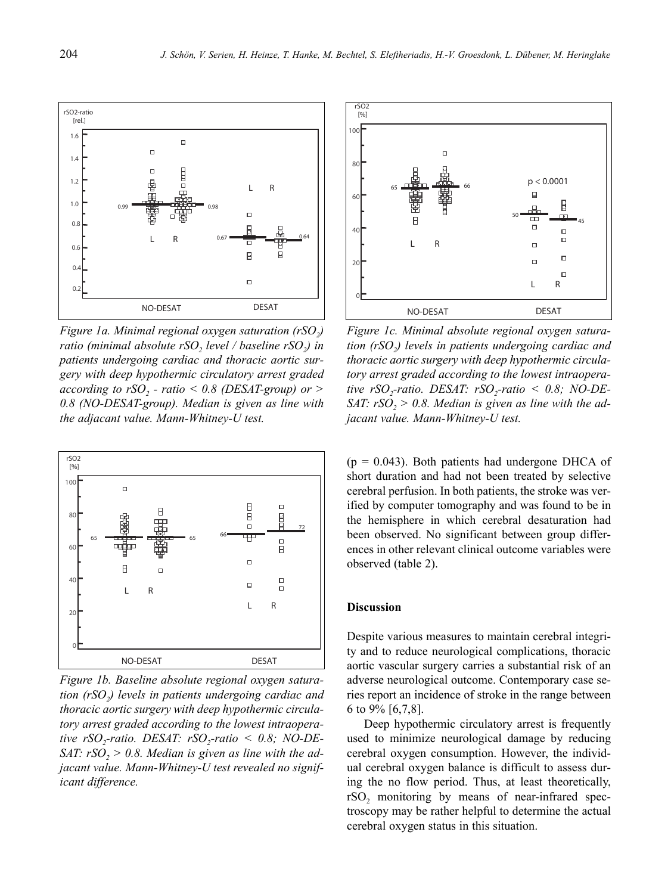*Figure 1a. Minimal regional oxygen saturation ($rSO_2$) ratio (minimal absolute $rSO_2$ level / baseline $rSO_2$) in patients undergoing cardiac and thoracic aortic surgery with deep hypothermic circulatory arrest graded according to $rSO_2$ - ratio < 0.8 (DESAT-group) or > 0.8 (NO-DESAT-group). Median is given as line with the adjacant value. Mann-Whitney-U test.*

*Figure 1b. Baseline absolute regional oxygen saturation ($rSO_2$) levels in patients undergoing cardiac and thoracic aortic surgery with deep hypothermic circulatory arrest graded according to the lowest intraoperative $rSO_2$-ratio. DESAT: $rSO_2$-ratio < 0.8; NO-DESAT: $rSO_2$ > 0.8. Median is given as line with the adjacant value. Mann-Whitney-U test revealed no significant difference.*

*Figure 1c. Minimal absolute regional oxygen saturation ($rSO_2$) levels in patients undergoing cardiac and thoracic aortic surgery with deep hypothermic circulatory arrest graded according to the lowest intraoperative $rSO_2$-ratio. DESAT: $rSO_2$-ratio < 0.8; NO-DESAT: $rSO_2$ > 0.8. Median is given as line with the adjacant value. Mann-Whitney-U test.*

($p = 0.043$). Both patients had undergone DHCA of short duration and had not been treated by selective cerebral perfusion. In both patients, the stroke was verified by computer tomography and was found to be in the hemisphere in which cerebral desaturation had been observed. No significant between group differences in other relevant clinical outcome variables were observed (table 2).

## Discussion

Despite various measures to maintain cerebral integrity and to reduce neurological complications, thoracic aortic vascular surgery carries a substantial risk of an adverse neurological outcome. Contemporary case series report an incidence of stroke in the range between 6 to 9% [6,7,8].

Deep hypothermic circulatory arrest is frequently used to minimize neurological damage by reducing cerebral oxygen consumption. However, the individual cerebral oxygen balance is difficult to assess during the no flow period. Thus, at least theoretically, $rSO_2$ monitoring by means of near-infrared spectroscopy may be rather helpful to determine the actual cerebral oxygen status in this situation.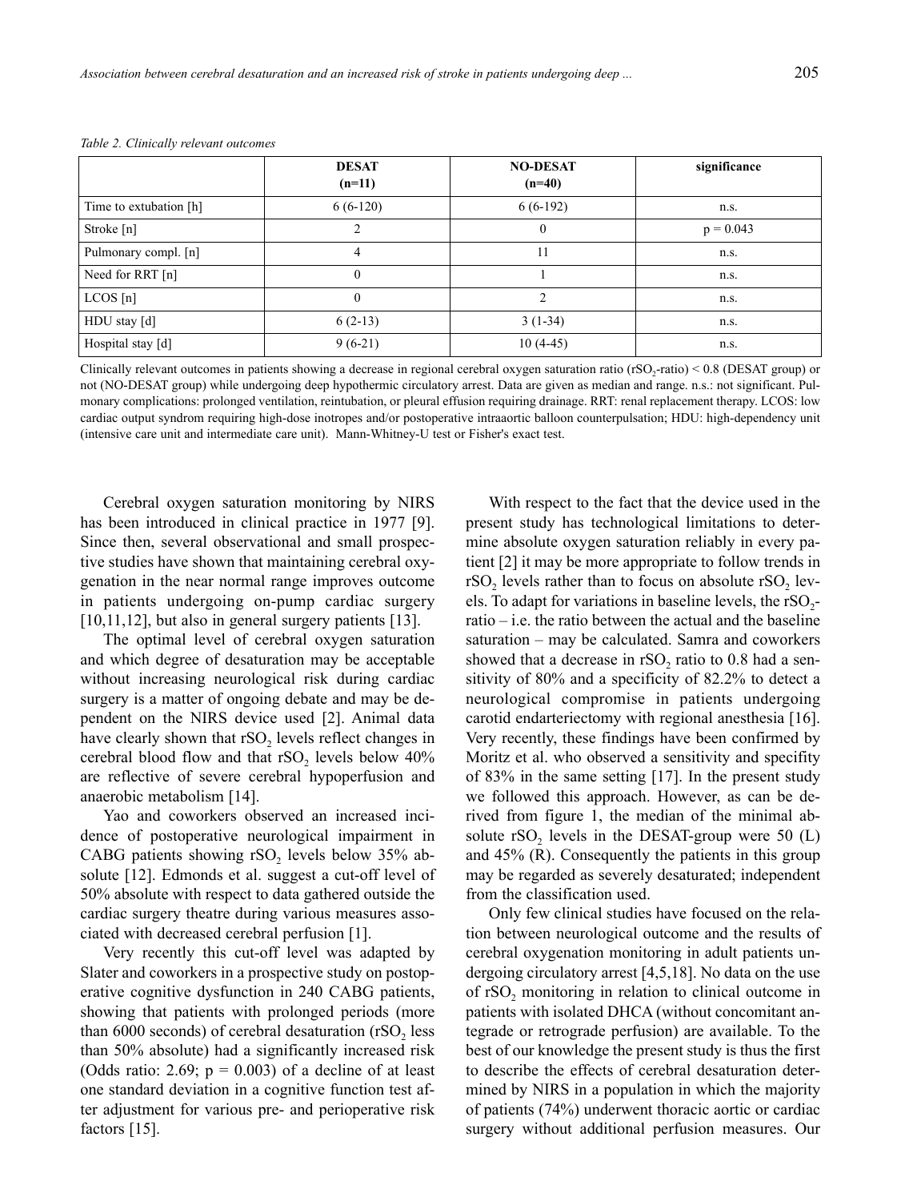*Table 2. Clinically relevant outcomes*

| | DESAT (n=11) | NO-DESAT (n=40) | significance |
|---|---|---|---|
| Time to extubation [h] | 6 (6-120) | 6 (6-192) | n.s. |
| Stroke [n] | 2 | 0 | p = 0.043 |
| Pulmonary compl. [n] | 4 | 11 | n.s. |
| Need for RRT [n] | 0 | 1 | n.s. |
| LCOS [n] | 0 | 2 | n.s. |
| HDU stay [d] | 6 (2-13) | 3 (1-34) | n.s. |
| Hospital stay [d] | 9 (6-21) | 10 (4-45) | n.s. |

Clinically relevant outcomes in patients showing a decrease in regional cerebral oxygen saturation ratio ($rSO_2$-ratio) < 0.8 (DESAT group) or not (NO-DESAT group) while undergoing deep hypothermic circulatory arrest. Data are given as median and range. n.s.: not significant. Pulmonary complications: prolonged ventilation, reintubation, or pleural effusion requiring drainage. RRT: renal replacement therapy. LCOS: low cardiac output syndrom requiring high-dose inotropes and/or postoperative intraaortic balloon counterpulsation; HDU: high-dependency unit (intensive care unit and intermediate care unit). Mann-Whitney-U test or Fisher's exact test.

Cerebral oxygen saturation monitoring by NIRS has been introduced in clinical practice in 1977 [9]. Since then, several observational and small prospective studies have shown that maintaining cerebral oxygenation in the near normal range improves outcome in patients undergoing on-pump cardiac surgery [10,11,12], but also in general surgery patients [13].

The optimal level of cerebral oxygen saturation and which degree of desaturation may be acceptable without increasing neurological risk during cardiac surgery is a matter of ongoing debate and may be dependent on the NIRS device used [2]. Animal data have clearly shown that $rSO_2$ levels reflect changes in cerebral blood flow and that $rSO_2$ levels below 40% are reflective of severe cerebral hypoperfusion and anaerobic metabolism [14].

Yao and coworkers observed an increased incidence of postoperative neurological impairment in CABG patients showing $rSO_2$ levels below 35% absolute [12]. Edmonds et al. suggest a cut-off level of 50% absolute with respect to data gathered outside the cardiac surgery theatre during various measures associated with decreased cerebral perfusion [1].

Very recently this cut-off level was adapted by Slater and coworkers in a prospective study on postoperative cognitive dysfunction in 240 CABG patients, showing that patients with prolonged periods (more than 6000 seconds) of cerebral desaturation ($rSO_2$ less than 50% absolute) had a significantly increased risk (Odds ratio: 2.69; $p = 0.003$) of a decline of at least one standard deviation in a cognitive function test after adjustment for various pre- and perioperative risk factors [15].

With respect to the fact that the device used in the present study has technological limitations to determine absolute oxygen saturation reliably in every patient [2] it may be more appropriate to follow trends in $rSO_2$ levels rather than to focus on absolute $rSO_2$ levels. To adapt for variations in baseline levels, the $rSO_2$-ratio – i.e. the ratio between the actual and the baseline saturation – may be calculated. Samra and coworkers showed that a decrease in $rSO_2$ ratio to 0.8 had a sensitivity of 80% and a specificity of 82.2% to detect a neurological compromise in patients undergoing carotid endarteriectomy with regional anesthesia [16]. Very recently, these findings have been confirmed by Moritz et al. who observed a sensitivity and specifity of 83% in the same setting [17]. In the present study we followed this approach. However, as can be derived from figure 1, the median of the minimal absolute $rSO_2$ levels in the DESAT-group were 50 (L) and 45% (R). Consequently the patients in this group may be regarded as severely desaturated; independent from the classification used.

Only few clinical studies have focused on the relation between neurological outcome and the results of cerebral oxygenation monitoring in adult patients undergoing circulatory arrest [4,5,18]. No data on the use of $rSO_2$ monitoring in relation to clinical outcome in patients with isolated DHCA (without concomitant antegrade or retrograde perfusion) are available. To the best of our knowledge the present study is thus the first to describe the effects of cerebral desaturation determined by NIRS in a population in which the majority of patients (74%) underwent thoracic aortic or cardiac surgery without additional perfusion measures. Our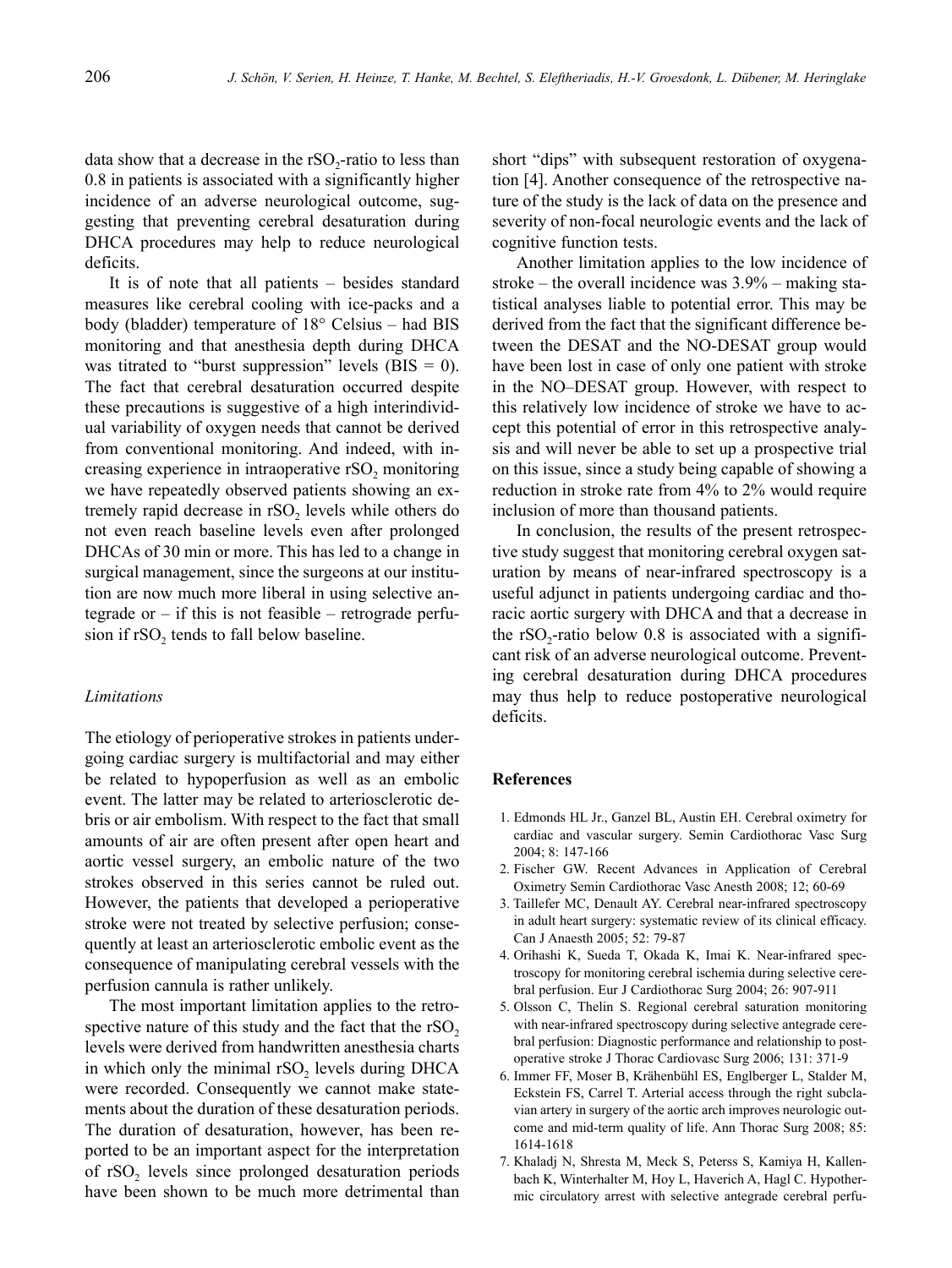data show that a decrease in the $rSO_2$-ratio to less than 0.8 in patients is associated with a significantly higher incidence of an adverse neurological outcome, suggesting that preventing cerebral desaturation during DHCA procedures may help to reduce neurological deficits.

It is of note that all patients – besides standard measures like cerebral cooling with ice-packs and a body (bladder) temperature of 18° Celsius – had BIS monitoring and that anesthesia depth during DHCA was titrated to "burst suppression" levels (BIS = 0). The fact that cerebral desaturation occurred despite these precautions is suggestive of a high interindividual variability of oxygen needs that cannot be derived from conventional monitoring. And indeed, with increasing experience in intraoperative $rSO_2$ monitoring we have repeatedly observed patients showing an extremely rapid decrease in $rSO_2$ levels while others do not even reach baseline levels even after prolonged DHCAs of 30 min or more. This has led to a change in surgical management, since the surgeons at our institution are now much more liberal in using selective antegrade or – if this is not feasible – retrograde perfusion if $rSO_2$ tends to fall below baseline.

### *Limitations*

The etiology of perioperative strokes in patients undergoing cardiac surgery is multifactorial and may either be related to hypoperfusion as well as an embolic event. The latter may be related to arteriosclerotic debris or air embolism. With respect to the fact that small amounts of air are often present after open heart and aortic vessel surgery, an embolic nature of the two strokes observed in this series cannot be ruled out. However, the patients that developed a perioperative stroke were not treated by selective perfusion; consequently at least an arteriosclerotic embolic event as the consequence of manipulating cerebral vessels with the perfusion cannula is rather unlikely.

The most important limitation applies to the retrospective nature of this study and the fact that the $rSO_2$ levels were derived from handwritten anesthesia charts in which only the minimal $rSO_2$ levels during DHCA were recorded. Consequently we cannot make statements about the duration of these desaturation periods. The duration of desaturation, however, has been reported to be an important aspect for the interpretation of $rSO_2$ levels since prolonged desaturation periods have been shown to be much more detrimental than short "dips" with subsequent restoration of oxygenation [4]. Another consequence of the retrospective nature of the study is the lack of data on the presence and severity of non-focal neurologic events and the lack of cognitive function tests.

Another limitation applies to the low incidence of stroke – the overall incidence was 3.9% – making statistical analyses liable to potential error. This may be derived from the fact that the significant difference between the DESAT and the NO-DESAT group would have been lost in case of only one patient with stroke in the NO–DESAT group. However, with respect to this relatively low incidence of stroke we have to accept this potential of error in this retrospective analysis and will never be able to set up a prospective trial on this issue, since a study being capable of showing a reduction in stroke rate from 4% to 2% would require inclusion of more than thousand patients.

In conclusion, the results of the present retrospective study suggest that monitoring cerebral oxygen saturation by means of near-infrared spectroscopy is a useful adjunct in patients undergoing cardiac and thoracic aortic surgery with DHCA and that a decrease in the $rSO_2$-ratio below 0.8 is associated with a significant risk of an adverse neurological outcome. Preventing cerebral desaturation during DHCA procedures may thus help to reduce postoperative neurological deficits.

## References

1. Edmonds HL Jr., Ganzel BL, Austin EH. Cerebral oximetry for cardiac and vascular surgery. Semin Cardiothorac Vasc Surg 2004; 8: 147-166
2. Fischer GW. Recent Advances in Application of Cerebral Oximetry Semin Cardiothorac Vasc Anesth 2008; 12; 60-69
3. Taillefer MC, Denault AY. Cerebral near-infrared spectroscopy in adult heart surgery: systematic review of its clinical efficacy. Can J Anaesth 2005; 52: 79-87
4. Orihashi K, Sueda T, Okada K, Imai K. Near-infrared spectroscopy for monitoring cerebral ischemia during selective cerebral perfusion. Eur J Cardiothorac Surg 2004; 26: 907-911
5. Olsson C, Thelin S. Regional cerebral saturation monitoring with near-infrared spectroscopy during selective antegrade cerebral perfusion: Diagnostic performance and relationship to postoperative stroke J Thorac Cardiovasc Surg 2006; 131: 371-9
6. Immer FF, Moser B, Krähenbühl ES, Englberger L, Stalder M, Eckstein FS, Carrel T. Arterial access through the right subclavian artery in surgery of the aortic arch improves neurologic outcome and mid-term quality of life. Ann Thorac Surg 2008; 85: 1614-1618
7. Khaladj N, Shresta M, Meck S, Peterss S, Kamiya H, Kallenbach K, Winterhalter M, Hoy L, Haverich A, Hagl C. Hypothermic circulatory arrest with selective antegrade cerebral perfu-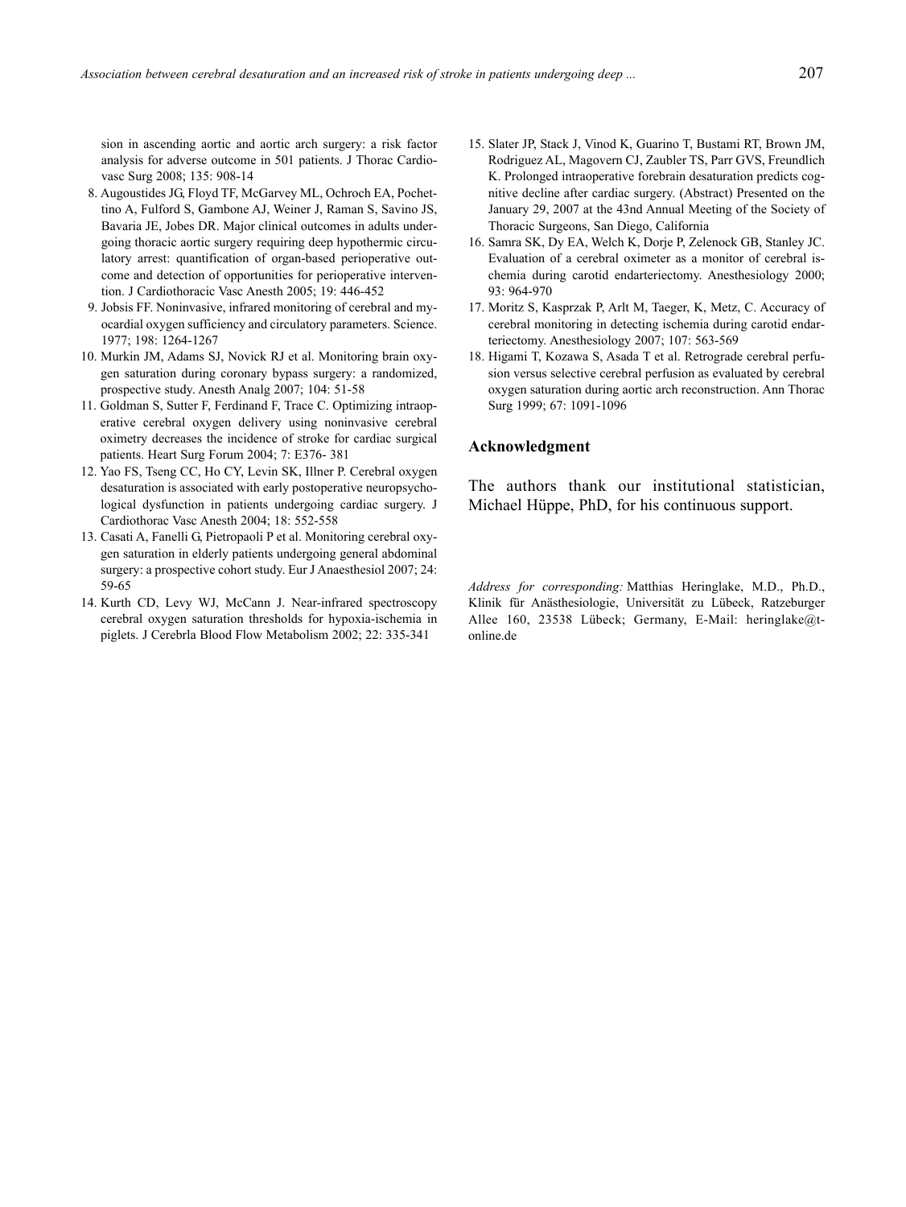sion in ascending aortic and aortic arch surgery: a risk factor analysis for adverse outcome in 501 patients. J Thorac Cardiovasc Surg 2008; 135: 908-14

8. Augoustides JG, Floyd TF, McGarvey ML, Ochroch EA, Pochettino A, Fulford S, Gambone AJ, Weiner J, Raman S, Savino JS, Bavaria JE, Jobes DR. Major clinical outcomes in adults undergoing thoracic aortic surgery requiring deep hypothermic circulatory arrest: quantification of organ-based perioperative outcome and detection of opportunities for perioperative intervention. J Cardiothoracic Vasc Anesth 2005; 19: 446-452
9. Jobsis FF. Noninvasive, infrared monitoring of cerebral and myocardial oxygen sufficiency and circulatory parameters. Science. 1977; 198: 1264-1267
10. Murkin JM, Adams SJ, Novick RJ et al. Monitoring brain oxygen saturation during coronary bypass surgery: a randomized, prospective study. Anesth Analg 2007; 104: 51-58
11. Goldman S, Sutter F, Ferdinand F, Trace C. Optimizing intraoperative cerebral oxygen delivery using noninvasive cerebral oximetry decreases the incidence of stroke for cardiac surgical patients. Heart Surg Forum 2004; 7: E376- 381
12. Yao FS, Tseng CC, Ho CY, Levin SK, Illner P. Cerebral oxygen desaturation is associated with early postoperative neuropsychological dysfunction in patients undergoing cardiac surgery. J Cardiothorac Vasc Anesth 2004; 18: 552-558
13. Casati A, Fanelli G, Pietropaoli P et al. Monitoring cerebral oxygen saturation in elderly patients undergoing general abdominal surgery: a prospective cohort study. Eur J Anaesthesiol 2007; 24: 59-65
14. Kurth CD, Levy WJ, McCann J. Near-infrared spectroscopy cerebral oxygen saturation thresholds for hypoxia-ischemia in piglets. J Cerebrla Blood Flow Metabolism 2002; 22: 335-341
15. Slater JP, Stack J, Vinod K, Guarino T, Bustami RT, Brown JM, Rodriguez AL, Magovern CJ, Zaubler TS, Parr GVS, Freundlich K. Prolonged intraoperative forebrain desaturation predicts cognitive decline after cardiac surgery. (Abstract) Presented on the January 29, 2007 at the 43nd Annual Meeting of the Society of Thoracic Surgeons, San Diego, California
16. Samra SK, Dy EA, Welch K, Dorje P, Zelenock GB, Stanley JC. Evaluation of a cerebral oximeter as a monitor of cerebral ischemia during carotid endarteriectomy. Anesthesiology 2000; 93: 964-970
17. Moritz S, Kasprzak P, Arlt M, Taeger, K, Metz, C. Accuracy of cerebral monitoring in detecting ischemia during carotid endarteriectomy. Anesthesiology 2007; 107: 563-569
18. Higami T, Kozawa S, Asada T et al. Retrograde cerebral perfusion versus selective cerebral perfusion as evaluated by cerebral oxygen saturation during aortic arch reconstruction. Ann Thorac Surg 1999; 67: 1091-1096

## Acknowledgment

The authors thank our institutional statistician, Michael Hüppe, PhD, for his continuous support.

*Address for corresponding:* Matthias Heringlake, M.D., Ph.D., Klinik für Anästhesiologie, Universität zu Lübeck, Ratzeburger Allee 160, 23538 Lübeck; Germany, E-Mail: heringlake@t-online.de